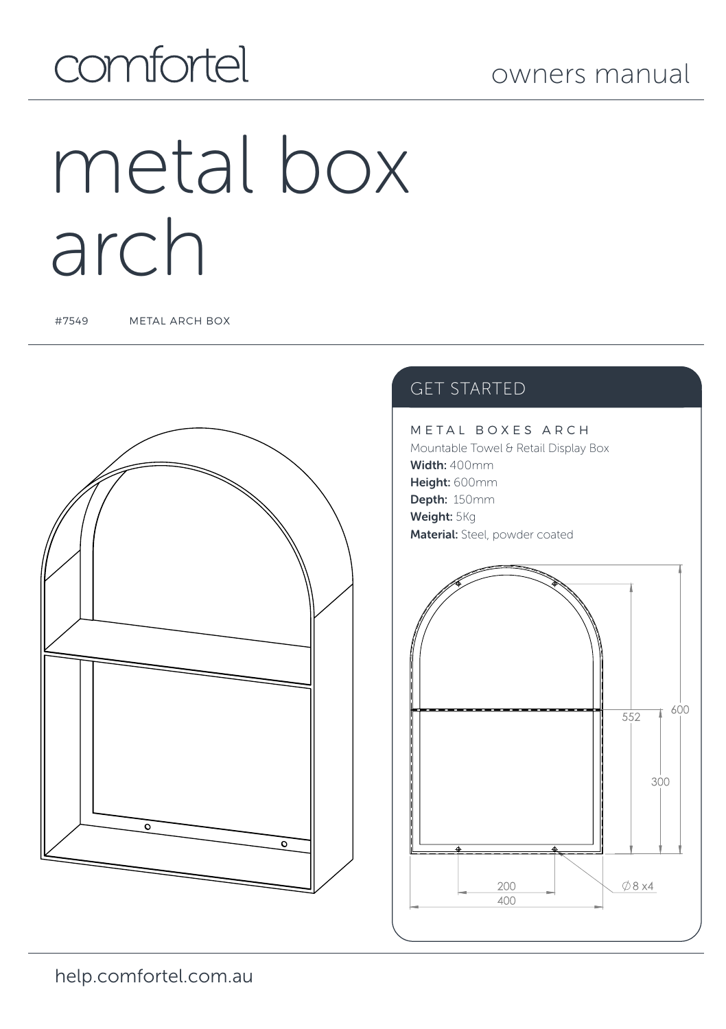comfortel

owners manual

# metal box arch

#7549 METAL ARCH BOX

## GET STARTED

METAL BOXES ARCH

Mountable Towel & Retail Display Box

**Width:** 400mm

**Height:** 600mm

**Depth:** 150mm

**Weight:** 5Kg

**Material:** Steel, powder coated

552

600

300

200

400

∅8 x4

help.comfortel.com.au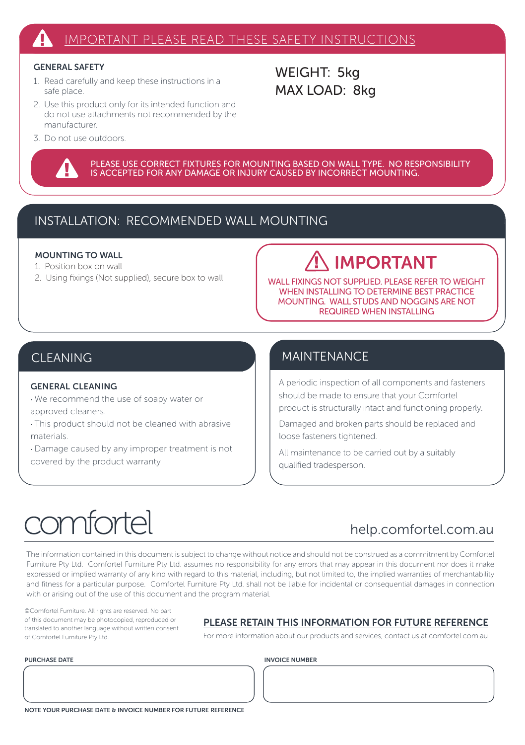# IMPORTANT PLEASE READ THESE SAFETY INSTRUCTIONS

### GENERAL SAFETY

1. Read carefully and keep these instructions in a safe place.
2. Use this product only for its intended function and do not use attachments not recommended by the manufacturer.
3. Do not use outdoors.

WEIGHT: 5kg
MAX LOAD: 8kg

PLEASE USE CORRECT FIXTURES FOR MOUNTING BASED ON WALL TYPE. NO RESPONSIBILITY IS ACCEPTED FOR ANY DAMAGE OR INJURY CAUSED BY INCORRECT MOUNTING.

## INSTALLATION: RECOMMENDED WALL MOUNTING

### MOUNTING TO WALL

1. Position box on wall
2. Using fixings (Not supplied), secure box to wall

### IMPORTANT

WALL FIXINGS NOT SUPPLIED. PLEASE REFER TO WEIGHT WHEN INSTALLING TO DETERMINE BEST PRACTICE MOUNTING. WALL STUDS AND NOGGINS ARE NOT REQUIRED WHEN INSTALLING

## CLEANING

### GENERAL CLEANING

- We recommend the use of soapy water or approved cleaners.
- This product should not be cleaned with abrasive materials.
- Damage caused by any improper treatment is not covered by the product warranty

## MAINTENANCE

A periodic inspection of all components and fasteners should be made to ensure that your Comfortel product is structurally intact and functioning properly.

Damaged and broken parts should be replaced and loose fasteners tightened.

All maintenance to be carried out by a suitably qualified tradesperson.

comfortel

help.comfortel.com.au

The information contained in this document is subject to change without notice and should not be construed as a commitment by Comfortel Furniture Pty Ltd. Comfortel Furniture Pty Ltd. assumes no responsibility for any errors that may appear in this document nor does it make expressed or implied warranty of any kind with regard to this material, including, but not limited to, the implied warranties of merchantability and fitness for a particular purpose. Comfortel Furniture Pty Ltd. shall not be liable for incidental or consequential damages in connection with or arising out of the use of this document and the program material.

©Comfortel Furniture. All rights are reserved. No part of this document may be photocopied, reproduced or translated to another language without written consent of Comfortel Furniture Pty Ltd.

**PLEASE RETAIN THIS INFORMATION FOR FUTURE REFERENCE**

For more information about our products and services, contact us at comfortel.com.au

PURCHASE DATE

INVOICE NUMBER

NOTE YOUR PURCHASE DATE & INVOICE NUMBER FOR FUTURE REFERENCE